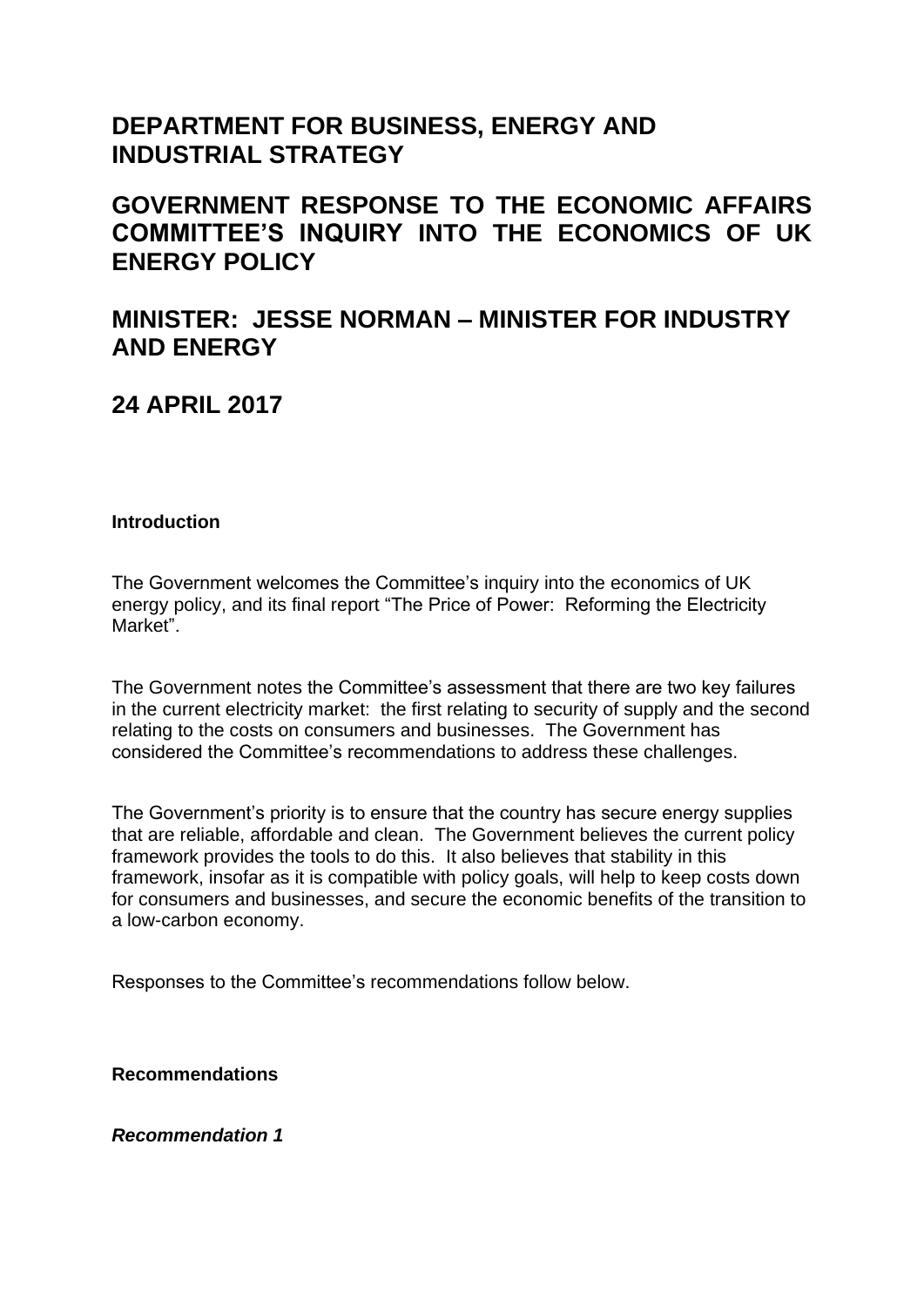# DEPARTMENT FOR BUSINESS, ENERGY AND INDUSTRIAL STRATEGY

# GOVERNMENT RESPONSE TO THE ECONOMIC AFFAIRS COMMITTEE'S INQUIRY INTO THE ECONOMICS OF UK ENERGY POLICY

# MINISTER: JESSE NORMAN – MINISTER FOR INDUSTRY AND ENERGY

# 24 APRIL 2017

**Introduction**

The Government welcomes the Committee's inquiry into the economics of UK energy policy, and its final report "The Price of Power: Reforming the Electricity Market".

The Government notes the Committee's assessment that there are two key failures in the current electricity market: the first relating to security of supply and the second relating to the costs on consumers and businesses. The Government has considered the Committee's recommendations to address these challenges.

The Government's priority is to ensure that the country has secure energy supplies that are reliable, affordable and clean. The Government believes the current policy framework provides the tools to do this. It also believes that stability in this framework, insofar as it is compatible with policy goals, will help to keep costs down for consumers and businesses, and secure the economic benefits of the transition to a low-carbon economy.

Responses to the Committee's recommendations follow below.

**Recommendations**

***Recommendation 1***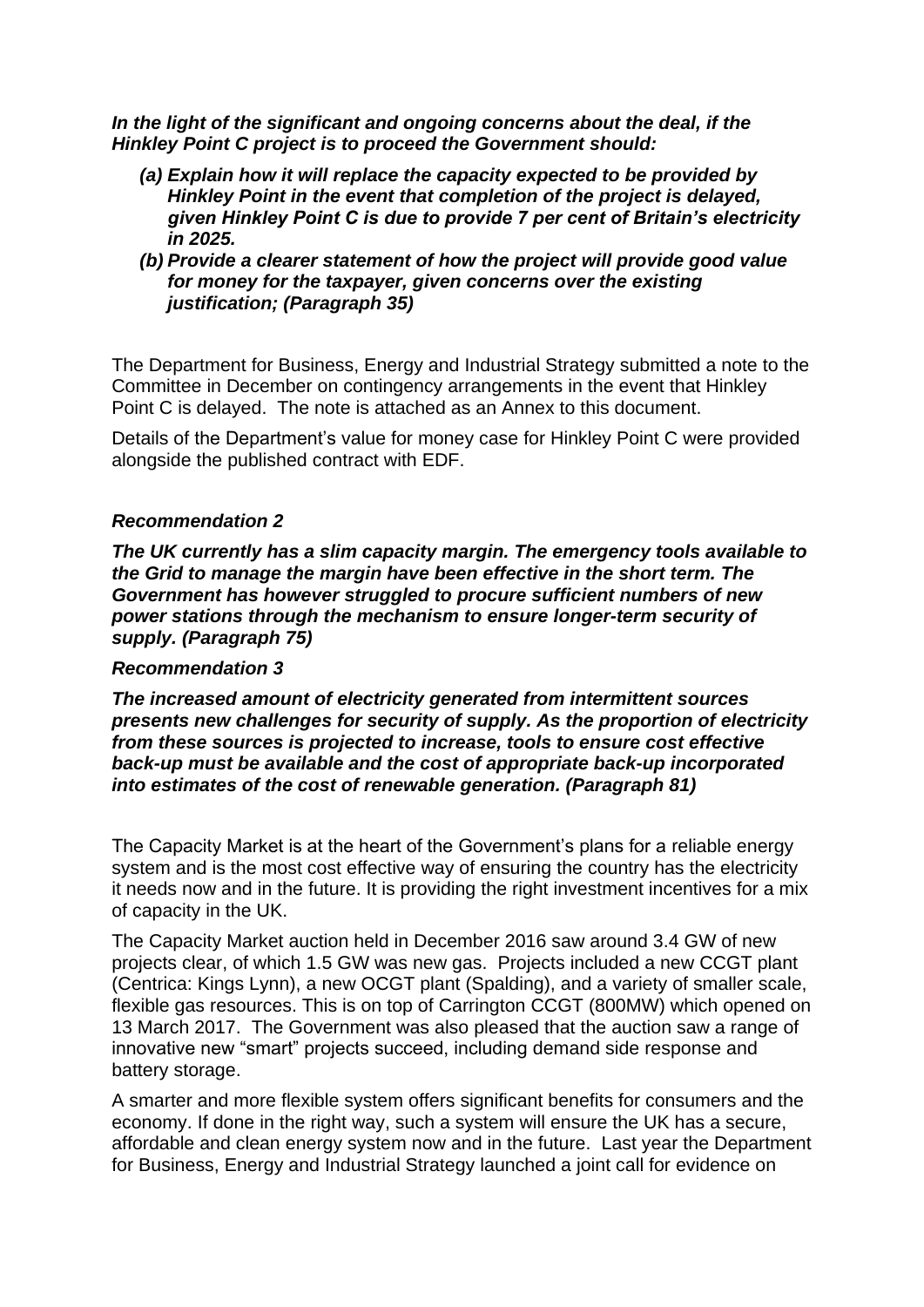***In the light of the significant and ongoing concerns about the deal, if the Hinkley Point C project is to proceed the Government should:***

***(a) Explain how it will replace the capacity expected to be provided by Hinkley Point in the event that completion of the project is delayed, given Hinkley Point C is due to provide 7 per cent of Britain's electricity in 2025.***

***(b) Provide a clearer statement of how the project will provide good value for money for the taxpayer, given concerns over the existing justification; (Paragraph 35)***

The Department for Business, Energy and Industrial Strategy submitted a note to the Committee in December on contingency arrangements in the event that Hinkley Point C is delayed. The note is attached as an Annex to this document.

Details of the Department's value for money case for Hinkley Point C were provided alongside the published contract with EDF.

***Recommendation 2***

***The UK currently has a slim capacity margin. The emergency tools available to the Grid to manage the margin have been effective in the short term. The Government has however struggled to procure sufficient numbers of new power stations through the mechanism to ensure longer-term security of supply. (Paragraph 75)***

***Recommendation 3***

***The increased amount of electricity generated from intermittent sources presents new challenges for security of supply. As the proportion of electricity from these sources is projected to increase, tools to ensure cost effective back-up must be available and the cost of appropriate back-up incorporated into estimates of the cost of renewable generation. (Paragraph 81)***

The Capacity Market is at the heart of the Government's plans for a reliable energy system and is the most cost effective way of ensuring the country has the electricity it needs now and in the future. It is providing the right investment incentives for a mix of capacity in the UK.

The Capacity Market auction held in December 2016 saw around 3.4 GW of new projects clear, of which 1.5 GW was new gas. Projects included a new CCGT plant (Centrica: Kings Lynn), a new OCGT plant (Spalding), and a variety of smaller scale, flexible gas resources. This is on top of Carrington CCGT (800MW) which opened on 13 March 2017. The Government was also pleased that the auction saw a range of innovative new "smart" projects succeed, including demand side response and battery storage.

A smarter and more flexible system offers significant benefits for consumers and the economy. If done in the right way, such a system will ensure the UK has a secure, affordable and clean energy system now and in the future. Last year the Department for Business, Energy and Industrial Strategy launched a joint call for evidence on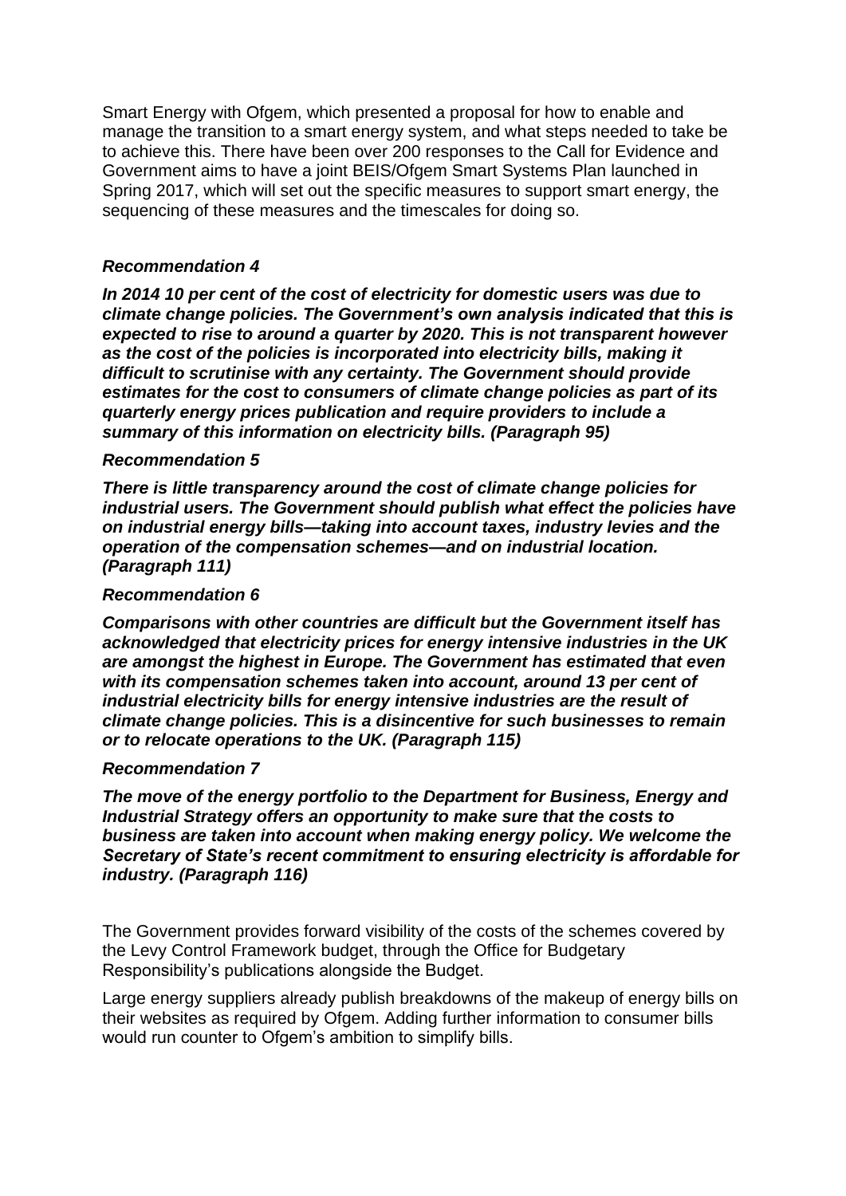Smart Energy with Ofgem, which presented a proposal for how to enable and manage the transition to a smart energy system, and what steps needed to take be to achieve this. There have been over 200 responses to the Call for Evidence and Government aims to have a joint BEIS/Ofgem Smart Systems Plan launched in Spring 2017, which will set out the specific measures to support smart energy, the sequencing of these measures and the timescales for doing so.

***Recommendation 4***

***In 2014 10 per cent of the cost of electricity for domestic users was due to climate change policies. The Government's own analysis indicated that this is expected to rise to around a quarter by 2020. This is not transparent however as the cost of the policies is incorporated into electricity bills, making it difficult to scrutinise with any certainty. The Government should provide estimates for the cost to consumers of climate change policies as part of its quarterly energy prices publication and require providers to include a summary of this information on electricity bills. (Paragraph 95)***

***Recommendation 5***

***There is little transparency around the cost of climate change policies for industrial users. The Government should publish what effect the policies have on industrial energy bills—taking into account taxes, industry levies and the operation of the compensation schemes—and on industrial location. (Paragraph 111)***

***Recommendation 6***

***Comparisons with other countries are difficult but the Government itself has acknowledged that electricity prices for energy intensive industries in the UK are amongst the highest in Europe. The Government has estimated that even with its compensation schemes taken into account, around 13 per cent of industrial electricity bills for energy intensive industries are the result of climate change policies. This is a disincentive for such businesses to remain or to relocate operations to the UK. (Paragraph 115)***

***Recommendation 7***

***The move of the energy portfolio to the Department for Business, Energy and Industrial Strategy offers an opportunity to make sure that the costs to business are taken into account when making energy policy. We welcome the Secretary of State's recent commitment to ensuring electricity is affordable for industry. (Paragraph 116)***

The Government provides forward visibility of the costs of the schemes covered by the Levy Control Framework budget, through the Office for Budgetary Responsibility's publications alongside the Budget.

Large energy suppliers already publish breakdowns of the makeup of energy bills on their websites as required by Ofgem. Adding further information to consumer bills would run counter to Ofgem's ambition to simplify bills.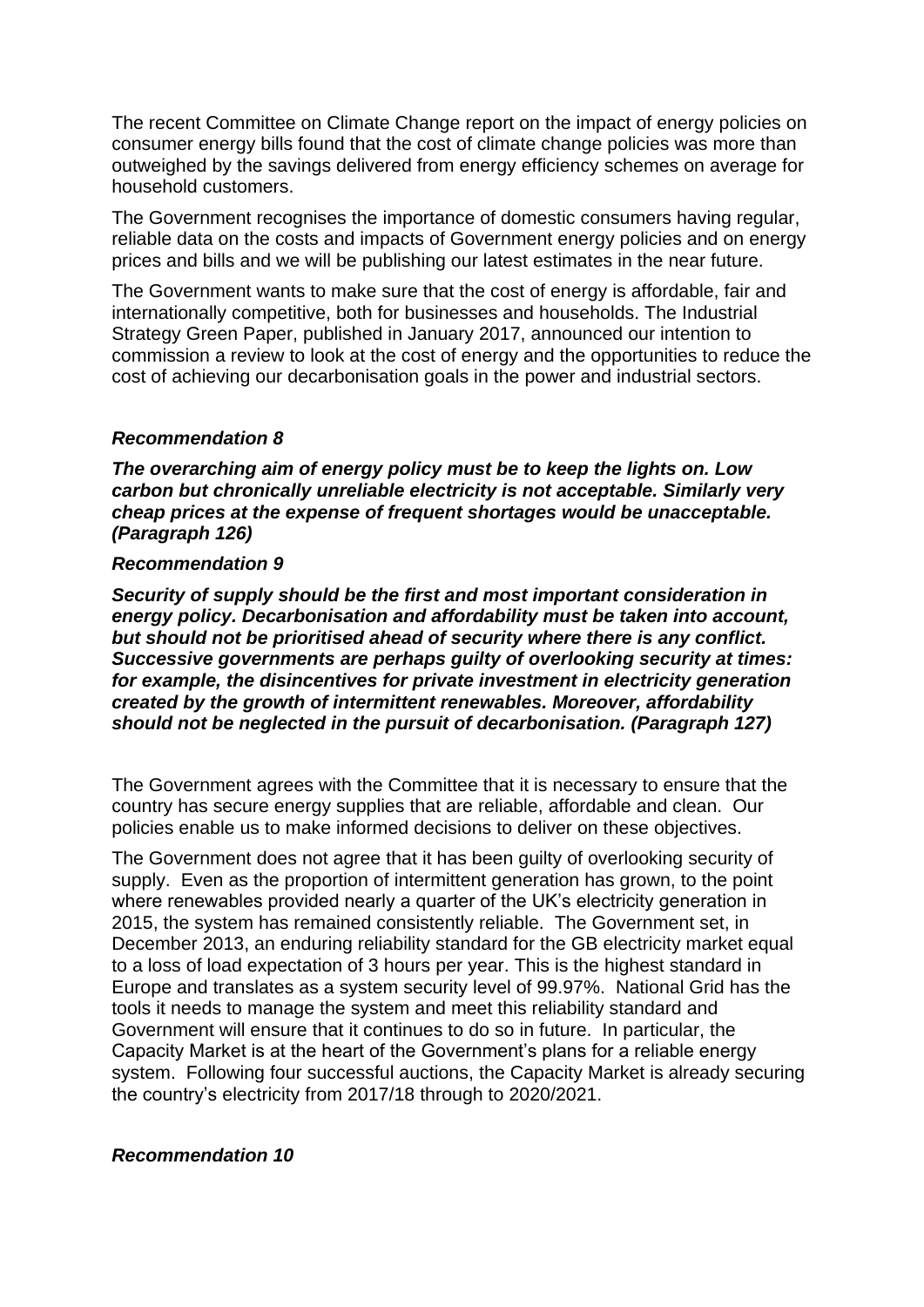The recent Committee on Climate Change report on the impact of energy policies on consumer energy bills found that the cost of climate change policies was more than outweighed by the savings delivered from energy efficiency schemes on average for household customers.

The Government recognises the importance of domestic consumers having regular, reliable data on the costs and impacts of Government energy policies and on energy prices and bills and we will be publishing our latest estimates in the near future.

The Government wants to make sure that the cost of energy is affordable, fair and internationally competitive, both for businesses and households. The Industrial Strategy Green Paper, published in January 2017, announced our intention to commission a review to look at the cost of energy and the opportunities to reduce the cost of achieving our decarbonisation goals in the power and industrial sectors.

***Recommendation 8***

***The overarching aim of energy policy must be to keep the lights on. Low carbon but chronically unreliable electricity is not acceptable. Similarly very cheap prices at the expense of frequent shortages would be unacceptable. (Paragraph 126)***

***Recommendation 9***

***Security of supply should be the first and most important consideration in energy policy. Decarbonisation and affordability must be taken into account, but should not be prioritised ahead of security where there is any conflict. Successive governments are perhaps guilty of overlooking security at times: for example, the disincentives for private investment in electricity generation created by the growth of intermittent renewables. Moreover, affordability should not be neglected in the pursuit of decarbonisation. (Paragraph 127)***

The Government agrees with the Committee that it is necessary to ensure that the country has secure energy supplies that are reliable, affordable and clean. Our policies enable us to make informed decisions to deliver on these objectives.

The Government does not agree that it has been guilty of overlooking security of supply. Even as the proportion of intermittent generation has grown, to the point where renewables provided nearly a quarter of the UK's electricity generation in 2015, the system has remained consistently reliable. The Government set, in December 2013, an enduring reliability standard for the GB electricity market equal to a loss of load expectation of 3 hours per year. This is the highest standard in Europe and translates as a system security level of 99.97%. National Grid has the tools it needs to manage the system and meet this reliability standard and Government will ensure that it continues to do so in future. In particular, the Capacity Market is at the heart of the Government's plans for a reliable energy system. Following four successful auctions, the Capacity Market is already securing the country's electricity from 2017/18 through to 2020/2021.

***Recommendation 10***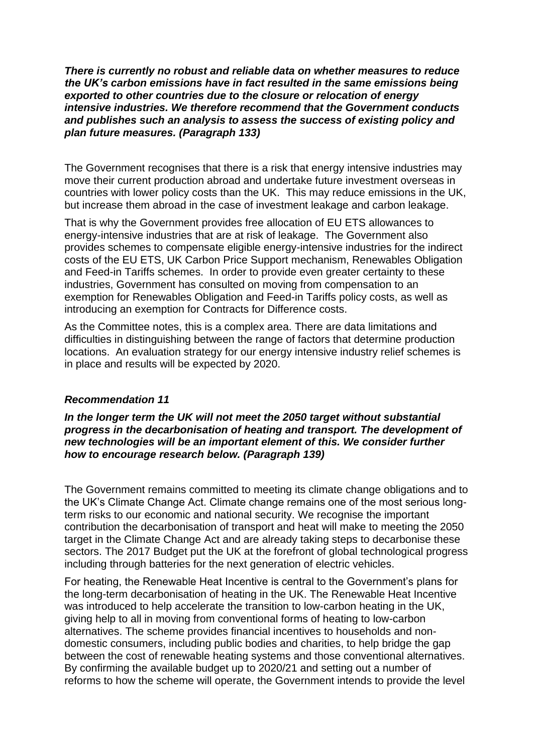***There is currently no robust and reliable data on whether measures to reduce the UK's carbon emissions have in fact resulted in the same emissions being exported to other countries due to the closure or relocation of energy intensive industries. We therefore recommend that the Government conducts and publishes such an analysis to assess the success of existing policy and plan future measures. (Paragraph 133)***

The Government recognises that there is a risk that energy intensive industries may move their current production abroad and undertake future investment overseas in countries with lower policy costs than the UK. This may reduce emissions in the UK, but increase them abroad in the case of investment leakage and carbon leakage.

That is why the Government provides free allocation of EU ETS allowances to energy-intensive industries that are at risk of leakage. The Government also provides schemes to compensate eligible energy-intensive industries for the indirect costs of the EU ETS, UK Carbon Price Support mechanism, Renewables Obligation and Feed-in Tariffs schemes. In order to provide even greater certainty to these industries, Government has consulted on moving from compensation to an exemption for Renewables Obligation and Feed-in Tariffs policy costs, as well as introducing an exemption for Contracts for Difference costs.

As the Committee notes, this is a complex area. There are data limitations and difficulties in distinguishing between the range of factors that determine production locations. An evaluation strategy for our energy intensive industry relief schemes is in place and results will be expected by 2020.

### *Recommendation 11*

***In the longer term the UK will not meet the 2050 target without substantial progress in the decarbonisation of heating and transport. The development of new technologies will be an important element of this. We consider further how to encourage research below. (Paragraph 139)***

The Government remains committed to meeting its climate change obligations and to the UK's Climate Change Act. Climate change remains one of the most serious long-term risks to our economic and national security. We recognise the important contribution the decarbonisation of transport and heat will make to meeting the 2050 target in the Climate Change Act and are already taking steps to decarbonise these sectors. The 2017 Budget put the UK at the forefront of global technological progress including through batteries for the next generation of electric vehicles.

For heating, the Renewable Heat Incentive is central to the Government's plans for the long-term decarbonisation of heating in the UK. The Renewable Heat Incentive was introduced to help accelerate the transition to low-carbon heating in the UK, giving help to all in moving from conventional forms of heating to low-carbon alternatives. The scheme provides financial incentives to households and non-domestic consumers, including public bodies and charities, to help bridge the gap between the cost of renewable heating systems and those conventional alternatives. By confirming the available budget up to 2020/21 and setting out a number of reforms to how the scheme will operate, the Government intends to provide the level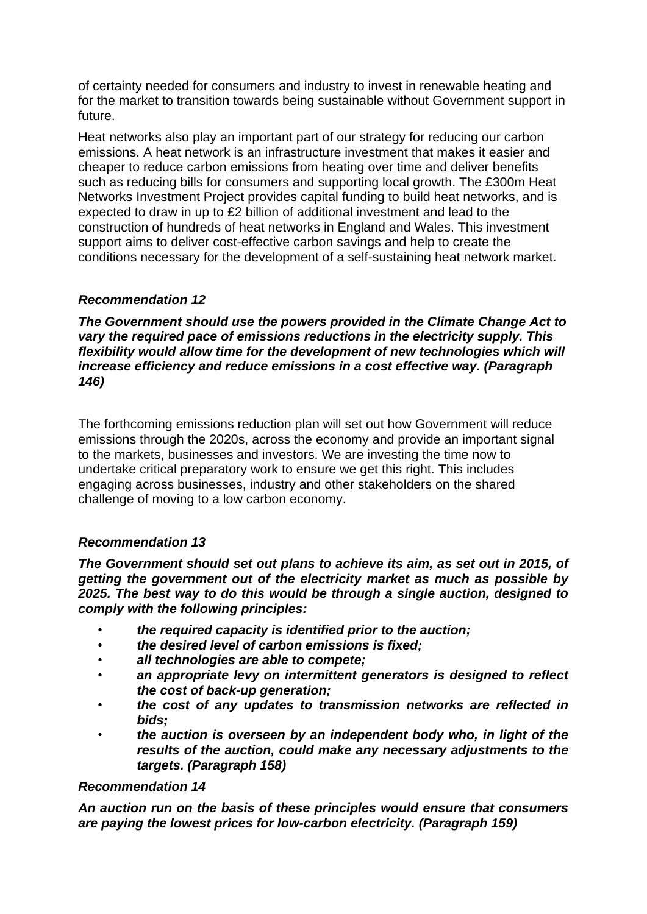of certainty needed for consumers and industry to invest in renewable heating and for the market to transition towards being sustainable without Government support in future.

Heat networks also play an important part of our strategy for reducing our carbon emissions. A heat network is an infrastructure investment that makes it easier and cheaper to reduce carbon emissions from heating over time and deliver benefits such as reducing bills for consumers and supporting local growth. The £300m Heat Networks Investment Project provides capital funding to build heat networks, and is expected to draw in up to £2 billion of additional investment and lead to the construction of hundreds of heat networks in England and Wales. This investment support aims to deliver cost-effective carbon savings and help to create the conditions necessary for the development of a self-sustaining heat network market.

***Recommendation 12***

***The Government should use the powers provided in the Climate Change Act to vary the required pace of emissions reductions in the electricity supply. This flexibility would allow time for the development of new technologies which will increase efficiency and reduce emissions in a cost effective way. (Paragraph 146)***

The forthcoming emissions reduction plan will set out how Government will reduce emissions through the 2020s, across the economy and provide an important signal to the markets, businesses and investors. We are investing the time now to undertake critical preparatory work to ensure we get this right. This includes engaging across businesses, industry and other stakeholders on the shared challenge of moving to a low carbon economy.

***Recommendation 13***

***The Government should set out plans to achieve its aim, as set out in 2015, of getting the government out of the electricity market as much as possible by 2025. The best way to do this would be through a single auction, designed to comply with the following principles:***

- ***the required capacity is identified prior to the auction;***
- ***the desired level of carbon emissions is fixed;***
- ***all technologies are able to compete;***
- ***an appropriate levy on intermittent generators is designed to reflect the cost of back-up generation;***
- ***the cost of any updates to transmission networks are reflected in bids;***
- ***the auction is overseen by an independent body who, in light of the results of the auction, could make any necessary adjustments to the targets. (Paragraph 158)***

***Recommendation 14***

***An auction run on the basis of these principles would ensure that consumers are paying the lowest prices for low-carbon electricity. (Paragraph 159)***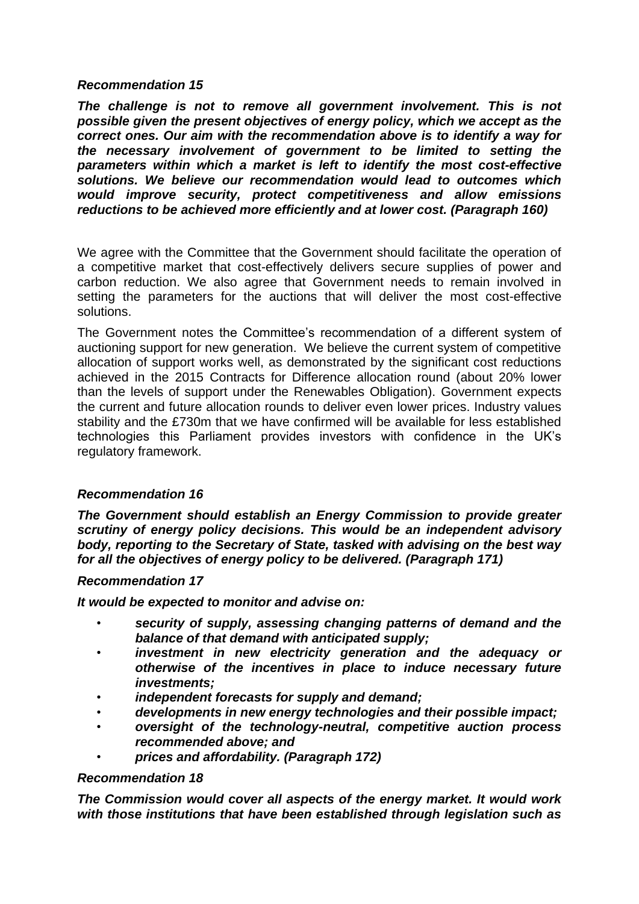*Recommendation 15*

***The challenge is not to remove all government involvement. This is not possible given the present objectives of energy policy, which we accept as the correct ones. Our aim with the recommendation above is to identify a way for the necessary involvement of government to be limited to setting the parameters within which a market is left to identify the most cost-effective solutions. We believe our recommendation would lead to outcomes which would improve security, protect competitiveness and allow emissions reductions to be achieved more efficiently and at lower cost. (Paragraph 160)***

We agree with the Committee that the Government should facilitate the operation of a competitive market that cost-effectively delivers secure supplies of power and carbon reduction. We also agree that Government needs to remain involved in setting the parameters for the auctions that will deliver the most cost-effective solutions.

The Government notes the Committee's recommendation of a different system of auctioning support for new generation. We believe the current system of competitive allocation of support works well, as demonstrated by the significant cost reductions achieved in the 2015 Contracts for Difference allocation round (about 20% lower than the levels of support under the Renewables Obligation). Government expects the current and future allocation rounds to deliver even lower prices. Industry values stability and the £730m that we have confirmed will be available for less established technologies this Parliament provides investors with confidence in the UK's regulatory framework.

*Recommendation 16*

***The Government should establish an Energy Commission to provide greater scrutiny of energy policy decisions. This would be an independent advisory body, reporting to the Secretary of State, tasked with advising on the best way for all the objectives of energy policy to be delivered. (Paragraph 171)***

*Recommendation 17*

***It would be expected to monitor and advise on:***

- ***security of supply, assessing changing patterns of demand and the balance of that demand with anticipated supply;***
- ***investment in new electricity generation and the adequacy or otherwise of the incentives in place to induce necessary future investments;***
- ***independent forecasts for supply and demand;***
- ***developments in new energy technologies and their possible impact;***
- ***oversight of the technology-neutral, competitive auction process recommended above; and***
- ***prices and affordability. (Paragraph 172)***

*Recommendation 18*

***The Commission would cover all aspects of the energy market. It would work with those institutions that have been established through legislation such as***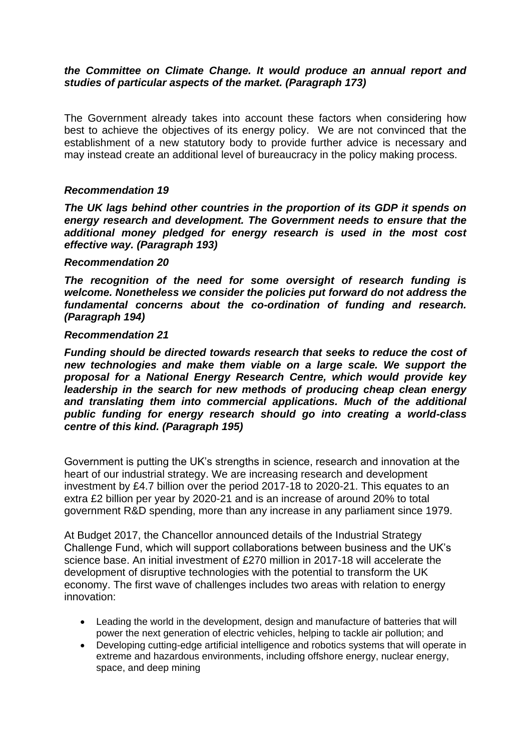***the Committee on Climate Change. It would produce an annual report and studies of particular aspects of the market. (Paragraph 173)***

The Government already takes into account these factors when considering how best to achieve the objectives of its energy policy. We are not convinced that the establishment of a new statutory body to provide further advice is necessary and may instead create an additional level of bureaucracy in the policy making process.

### *Recommendation 19*

***The UK lags behind other countries in the proportion of its GDP it spends on energy research and development. The Government needs to ensure that the additional money pledged for energy research is used in the most cost effective way. (Paragraph 193)***

### *Recommendation 20*

***The recognition of the need for some oversight of research funding is welcome. Nonetheless we consider the policies put forward do not address the fundamental concerns about the co-ordination of funding and research. (Paragraph 194)***

### *Recommendation 21*

***Funding should be directed towards research that seeks to reduce the cost of new technologies and make them viable on a large scale. We support the proposal for a National Energy Research Centre, which would provide key leadership in the search for new methods of producing cheap clean energy and translating them into commercial applications. Much of the additional public funding for energy research should go into creating a world-class centre of this kind. (Paragraph 195)***

Government is putting the UK's strengths in science, research and innovation at the heart of our industrial strategy. We are increasing research and development investment by £4.7 billion over the period 2017-18 to 2020-21. This equates to an extra £2 billion per year by 2020-21 and is an increase of around 20% to total government R&D spending, more than any increase in any parliament since 1979.

At Budget 2017, the Chancellor announced details of the Industrial Strategy Challenge Fund, which will support collaborations between business and the UK's science base. An initial investment of £270 million in 2017-18 will accelerate the development of disruptive technologies with the potential to transform the UK economy. The first wave of challenges includes two areas with relation to energy innovation:

- Leading the world in the development, design and manufacture of batteries that will power the next generation of electric vehicles, helping to tackle air pollution; and
- Developing cutting-edge artificial intelligence and robotics systems that will operate in extreme and hazardous environments, including offshore energy, nuclear energy, space, and deep mining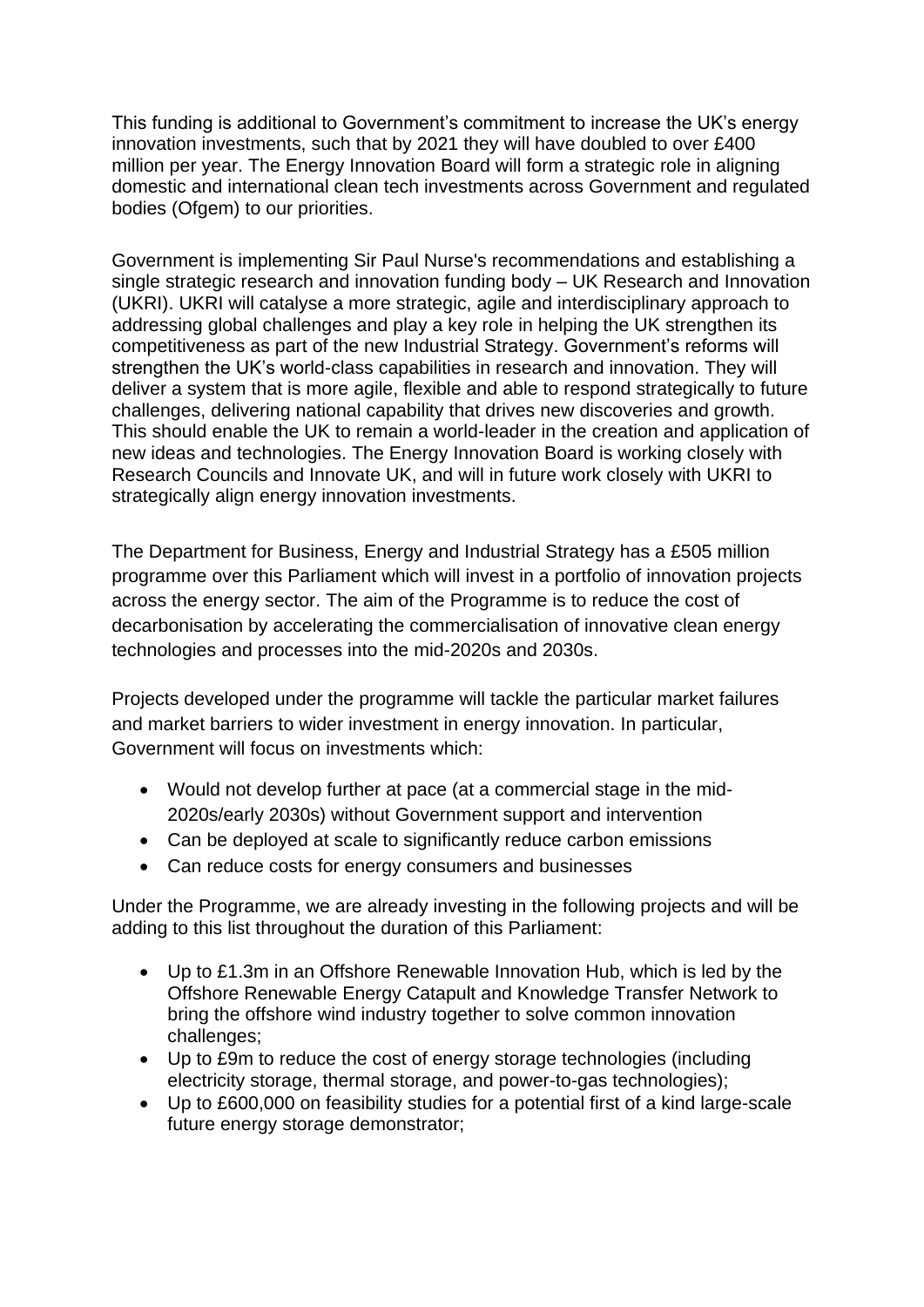This funding is additional to Government's commitment to increase the UK's energy innovation investments, such that by 2021 they will have doubled to over £400 million per year. The Energy Innovation Board will form a strategic role in aligning domestic and international clean tech investments across Government and regulated bodies (Ofgem) to our priorities.

Government is implementing Sir Paul Nurse's recommendations and establishing a single strategic research and innovation funding body – UK Research and Innovation (UKRI). UKRI will catalyse a more strategic, agile and interdisciplinary approach to addressing global challenges and play a key role in helping the UK strengthen its competitiveness as part of the new Industrial Strategy. Government's reforms will strengthen the UK's world-class capabilities in research and innovation. They will deliver a system that is more agile, flexible and able to respond strategically to future challenges, delivering national capability that drives new discoveries and growth. This should enable the UK to remain a world-leader in the creation and application of new ideas and technologies. The Energy Innovation Board is working closely with Research Councils and Innovate UK, and will in future work closely with UKRI to strategically align energy innovation investments.

The Department for Business, Energy and Industrial Strategy has a £505 million programme over this Parliament which will invest in a portfolio of innovation projects across the energy sector. The aim of the Programme is to reduce the cost of decarbonisation by accelerating the commercialisation of innovative clean energy technologies and processes into the mid-2020s and 2030s.

Projects developed under the programme will tackle the particular market failures and market barriers to wider investment in energy innovation. In particular, Government will focus on investments which:

- Would not develop further at pace (at a commercial stage in the mid-2020s/early 2030s) without Government support and intervention
- Can be deployed at scale to significantly reduce carbon emissions
- Can reduce costs for energy consumers and businesses

Under the Programme, we are already investing in the following projects and will be adding to this list throughout the duration of this Parliament:

- Up to £1.3m in an Offshore Renewable Innovation Hub, which is led by the Offshore Renewable Energy Catapult and Knowledge Transfer Network to bring the offshore wind industry together to solve common innovation challenges;
- Up to £9m to reduce the cost of energy storage technologies (including electricity storage, thermal storage, and power-to-gas technologies);
- Up to £600,000 on feasibility studies for a potential first of a kind large-scale future energy storage demonstrator;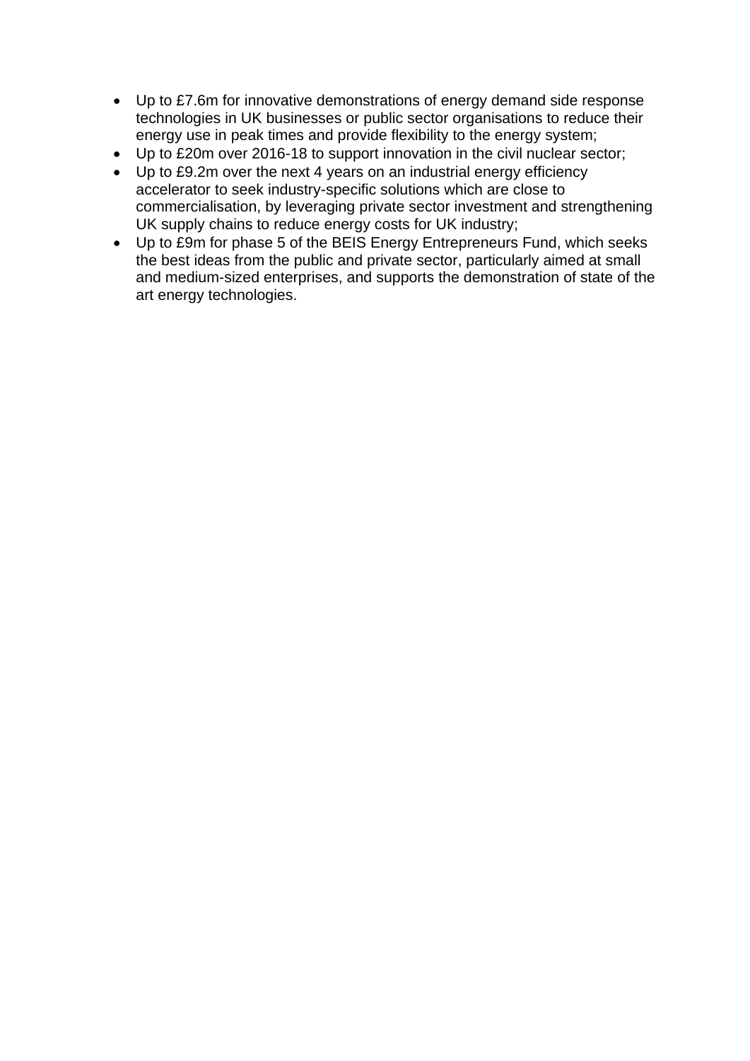- Up to £7.6m for innovative demonstrations of energy demand side response technologies in UK businesses or public sector organisations to reduce their energy use in peak times and provide flexibility to the energy system;
- Up to £20m over 2016-18 to support innovation in the civil nuclear sector;
- Up to £9.2m over the next 4 years on an industrial energy efficiency accelerator to seek industry-specific solutions which are close to commercialisation, by leveraging private sector investment and strengthening UK supply chains to reduce energy costs for UK industry;
- Up to £9m for phase 5 of the BEIS Energy Entrepreneurs Fund, which seeks the best ideas from the public and private sector, particularly aimed at small and medium-sized enterprises, and supports the demonstration of state of the art energy technologies.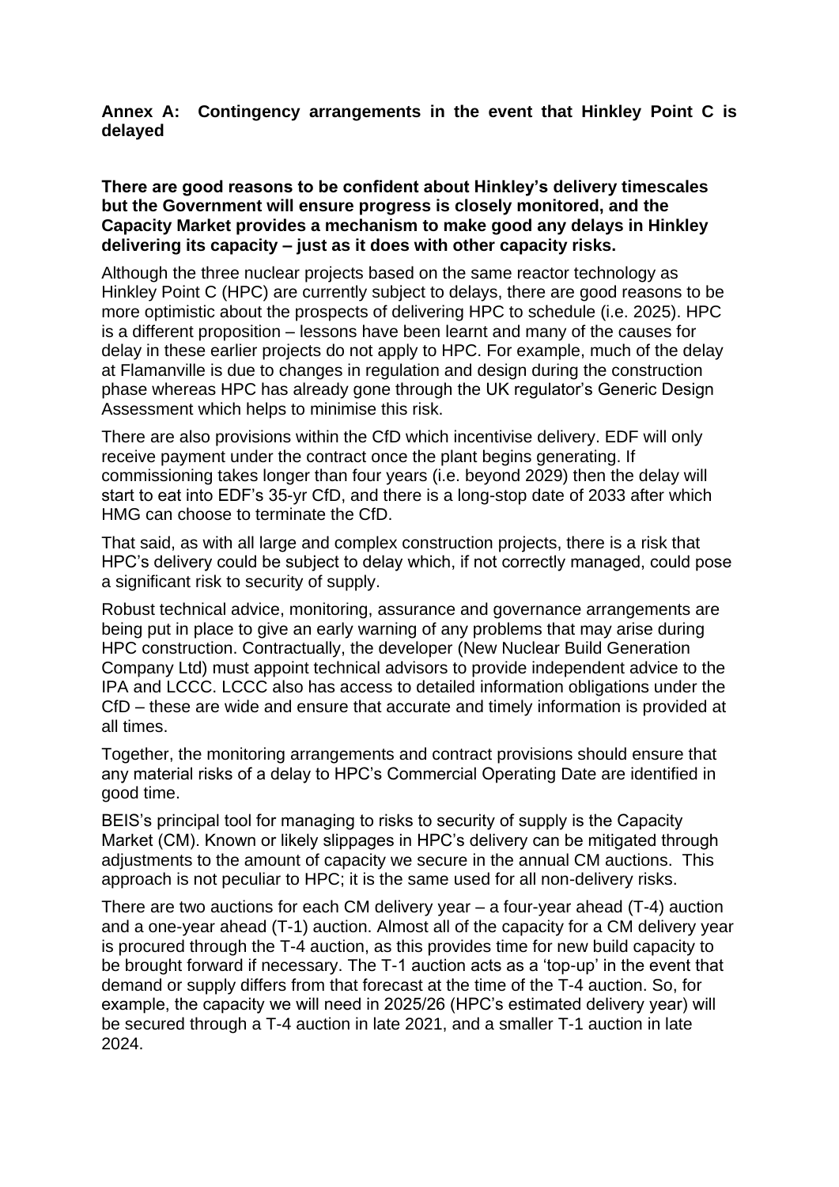**Annex A: Contingency arrangements in the event that Hinkley Point C is delayed**

**There are good reasons to be confident about Hinkley's delivery timescales but the Government will ensure progress is closely monitored, and the Capacity Market provides a mechanism to make good any delays in Hinkley delivering its capacity – just as it does with other capacity risks.**

Although the three nuclear projects based on the same reactor technology as Hinkley Point C (HPC) are currently subject to delays, there are good reasons to be more optimistic about the prospects of delivering HPC to schedule (i.e. 2025). HPC is a different proposition – lessons have been learnt and many of the causes for delay in these earlier projects do not apply to HPC. For example, much of the delay at Flamanville is due to changes in regulation and design during the construction phase whereas HPC has already gone through the UK regulator's Generic Design Assessment which helps to minimise this risk.

There are also provisions within the CfD which incentivise delivery. EDF will only receive payment under the contract once the plant begins generating. If commissioning takes longer than four years (i.e. beyond 2029) then the delay will start to eat into EDF's 35-yr CfD, and there is a long-stop date of 2033 after which HMG can choose to terminate the CfD.

That said, as with all large and complex construction projects, there is a risk that HPC's delivery could be subject to delay which, if not correctly managed, could pose a significant risk to security of supply.

Robust technical advice, monitoring, assurance and governance arrangements are being put in place to give an early warning of any problems that may arise during HPC construction. Contractually, the developer (New Nuclear Build Generation Company Ltd) must appoint technical advisors to provide independent advice to the IPA and LCCC. LCCC also has access to detailed information obligations under the CfD – these are wide and ensure that accurate and timely information is provided at all times.

Together, the monitoring arrangements and contract provisions should ensure that any material risks of a delay to HPC's Commercial Operating Date are identified in good time.

BEIS's principal tool for managing to risks to security of supply is the Capacity Market (CM). Known or likely slippages in HPC's delivery can be mitigated through adjustments to the amount of capacity we secure in the annual CM auctions. This approach is not peculiar to HPC; it is the same used for all non-delivery risks.

There are two auctions for each CM delivery year – a four-year ahead (T-4) auction and a one-year ahead (T-1) auction. Almost all of the capacity for a CM delivery year is procured through the T-4 auction, as this provides time for new build capacity to be brought forward if necessary. The T-1 auction acts as a 'top-up' in the event that demand or supply differs from that forecast at the time of the T-4 auction. So, for example, the capacity we will need in 2025/26 (HPC's estimated delivery year) will be secured through a T-4 auction in late 2021, and a smaller T-1 auction in late 2024.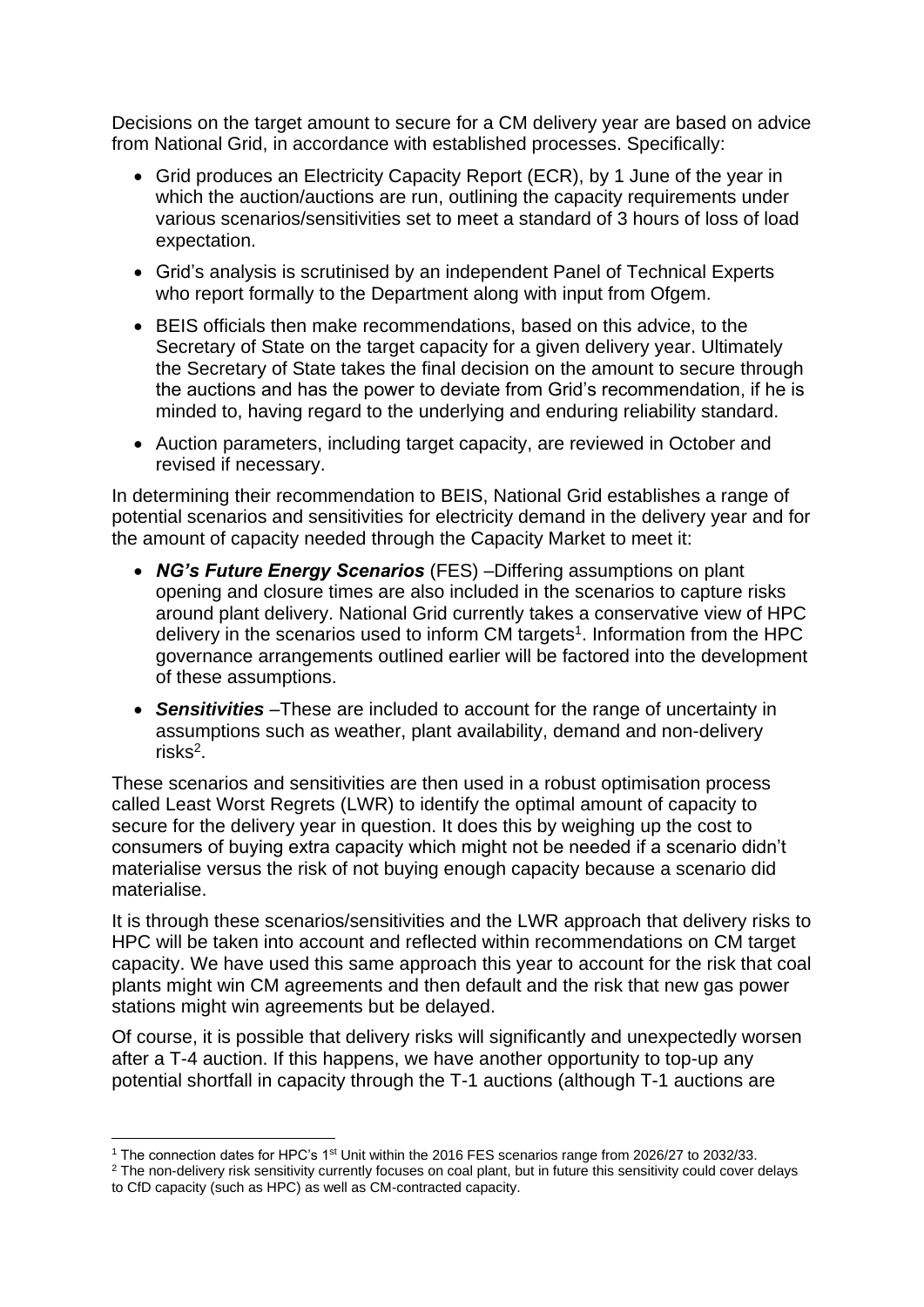Decisions on the target amount to secure for a CM delivery year are based on advice from National Grid, in accordance with established processes. Specifically:

- Grid produces an Electricity Capacity Report (ECR), by 1 June of the year in which the auction/auctions are run, outlining the capacity requirements under various scenarios/sensitivities set to meet a standard of 3 hours of loss of load expectation.
- Grid's analysis is scrutinised by an independent Panel of Technical Experts who report formally to the Department along with input from Ofgem.
- BEIS officials then make recommendations, based on this advice, to the Secretary of State on the target capacity for a given delivery year. Ultimately the Secretary of State takes the final decision on the amount to secure through the auctions and has the power to deviate from Grid's recommendation, if he is minded to, having regard to the underlying and enduring reliability standard.
- Auction parameters, including target capacity, are reviewed in October and revised if necessary.

In determining their recommendation to BEIS, National Grid establishes a range of potential scenarios and sensitivities for electricity demand in the delivery year and for the amount of capacity needed through the Capacity Market to meet it:

- ***NG's Future Energy Scenarios*** (FES) –Differing assumptions on plant opening and closure times are also included in the scenarios to capture risks around plant delivery. National Grid currently takes a conservative view of HPC delivery in the scenarios used to inform CM targets[1]. Information from the HPC governance arrangements outlined earlier will be factored into the development of these assumptions.
- ***Sensitivities*** –These are included to account for the range of uncertainty in assumptions such as weather, plant availability, demand and non-delivery risks[2].

These scenarios and sensitivities are then used in a robust optimisation process called Least Worst Regrets (LWR) to identify the optimal amount of capacity to secure for the delivery year in question. It does this by weighing up the cost to consumers of buying extra capacity which might not be needed if a scenario didn't materialise versus the risk of not buying enough capacity because a scenario did materialise.

It is through these scenarios/sensitivities and the LWR approach that delivery risks to HPC will be taken into account and reflected within recommendations on CM target capacity. We have used this same approach this year to account for the risk that coal plants might win CM agreements and then default and the risk that new gas power stations might win agreements but be delayed.

Of course, it is possible that delivery risks will significantly and unexpectedly worsen after a T-4 auction. If this happens, we have another opportunity to top-up any potential shortfall in capacity through the T-1 auctions (although T-1 auctions are

---

[1] The connection dates for HPC's 1st Unit within the 2016 FES scenarios range from 2026/27 to 2032/33.

[2] The non-delivery risk sensitivity currently focuses on coal plant, but in future this sensitivity could cover delays to CfD capacity (such as HPC) as well as CM-contracted capacity.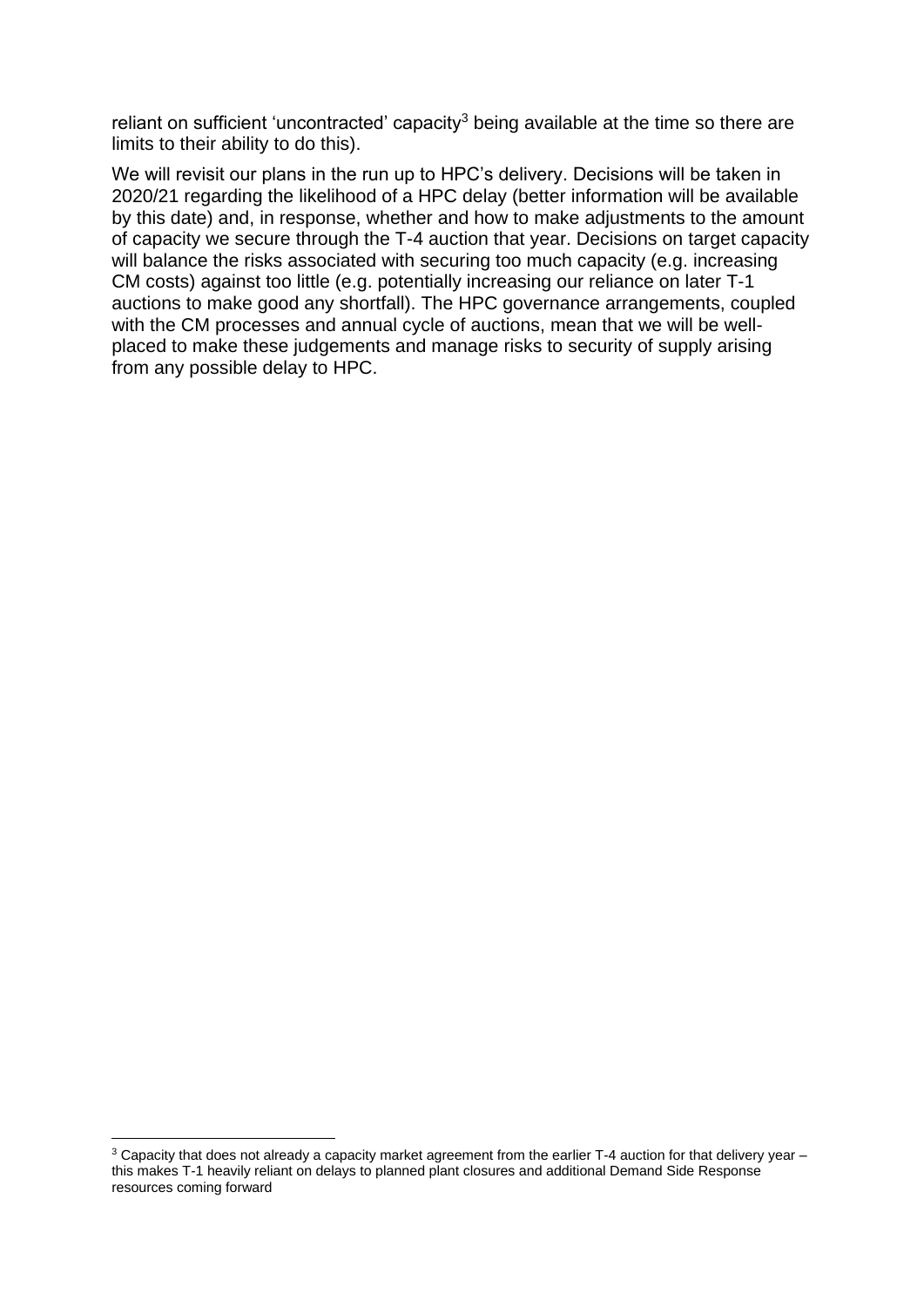reliant on sufficient 'uncontracted' capacity[3] being available at the time so there are limits to their ability to do this).

We will revisit our plans in the run up to HPC's delivery. Decisions will be taken in 2020/21 regarding the likelihood of a HPC delay (better information will be available by this date) and, in response, whether and how to make adjustments to the amount of capacity we secure through the T-4 auction that year. Decisions on target capacity will balance the risks associated with securing too much capacity (e.g. increasing CM costs) against too little (e.g. potentially increasing our reliance on later T-1 auctions to make good any shortfall). The HPC governance arrangements, coupled with the CM processes and annual cycle of auctions, mean that we will be well-placed to make these judgements and manage risks to security of supply arising from any possible delay to HPC.

[3] Capacity that does not already a capacity market agreement from the earlier T-4 auction for that delivery year – this makes T-1 heavily reliant on delays to planned plant closures and additional Demand Side Response resources coming forward